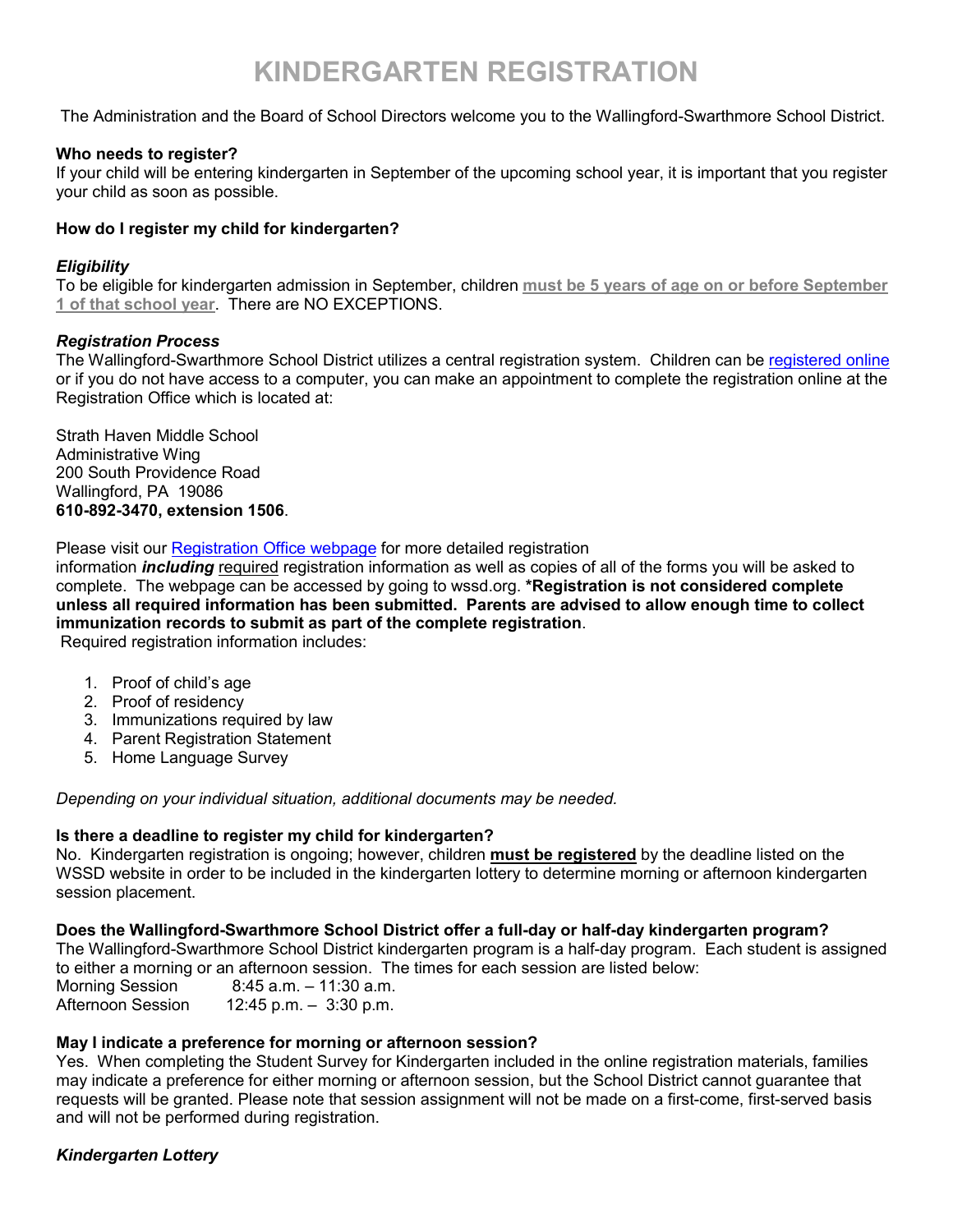# KINDERGARTEN REGISTRATION

The Administration and the Board of School Directors welcome you to the Wallingford-Swarthmore School District.

**Who needs to register?**
If your child will be entering kindergarten in September of the upcoming school year, it is important that you register your child as soon as possible.

**How do I register my child for kindergarten?**

***Eligibility***
To be eligible for kindergarten admission in September, children **must be 5 years of age on or before September 1 of that school year**. There are NO EXCEPTIONS.

***Registration Process***
The Wallingford-Swarthmore School District utilizes a central registration system. Children can be registered online or if you do not have access to a computer, you can make an appointment to complete the registration online at the Registration Office which is located at:

Strath Haven Middle School
Administrative Wing
200 South Providence Road
Wallingford, PA 19086
**610-892-3470, extension 1506**.

Please visit our Registration Office webpage for more detailed registration information ***including*** required registration information as well as copies of all of the forms you will be asked to complete. The webpage can be accessed by going to wssd.org. ***Registration is not considered complete unless all required information has been submitted. Parents are advised to allow enough time to collect immunization records to submit as part of the complete registration**.
Required registration information includes:

1. Proof of child's age
2. Proof of residency
3. Immunizations required by law
4. Parent Registration Statement
5. Home Language Survey

*Depending on your individual situation, additional documents may be needed.*

**Is there a deadline to register my child for kindergarten?**
No. Kindergarten registration is ongoing; however, children **must be registered** by the deadline listed on the WSSD website in order to be included in the kindergarten lottery to determine morning or afternoon kindergarten session placement.

**Does the Wallingford-Swarthmore School District offer a full-day or half-day kindergarten program?**
The Wallingford-Swarthmore School District kindergarten program is a half-day program. Each student is assigned to either a morning or an afternoon session. The times for each session are listed below:
Morning Session 8:45 a.m. – 11:30 a.m.
Afternoon Session 12:45 p.m. – 3:30 p.m.

**May I indicate a preference for morning or afternoon session?**
Yes. When completing the Student Survey for Kindergarten included in the online registration materials, families may indicate a preference for either morning or afternoon session, but the School District cannot guarantee that requests will be granted. Please note that session assignment will not be made on a first-come, first-served basis and will not be performed during registration.

***Kindergarten Lottery***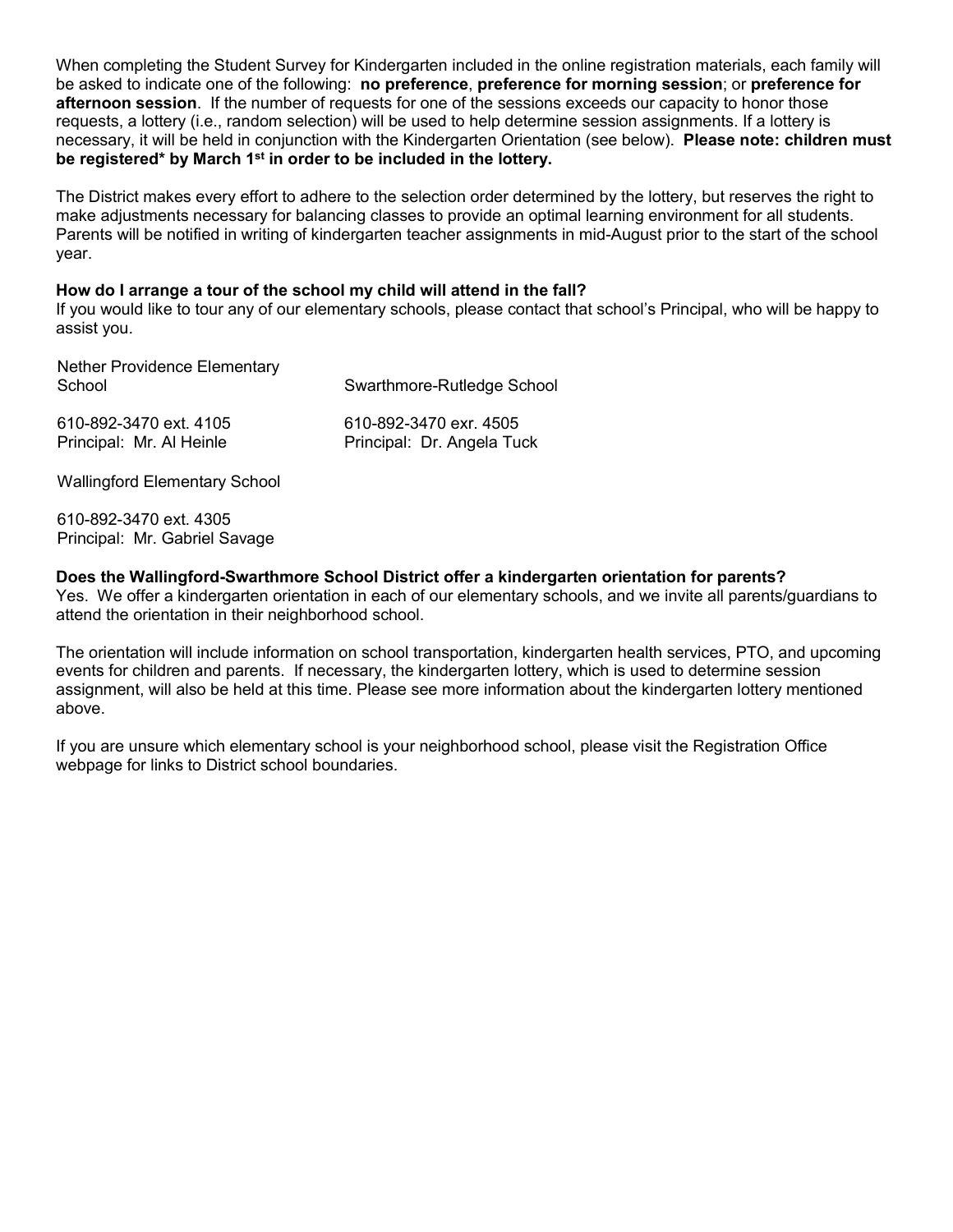When completing the Student Survey for Kindergarten included in the online registration materials, each family will be asked to indicate one of the following: **no preference**, **preference for morning session**; or **preference for afternoon session**. If the number of requests for one of the sessions exceeds our capacity to honor those requests, a lottery (i.e., random selection) will be used to help determine session assignments. If a lottery is necessary, it will be held in conjunction with the Kindergarten Orientation (see below). **Please note: children must be registered* by March 1st in order to be included in the lottery.**

The District makes every effort to adhere to the selection order determined by the lottery, but reserves the right to make adjustments necessary for balancing classes to provide an optimal learning environment for all students. Parents will be notified in writing of kindergarten teacher assignments in mid-August prior to the start of the school year.

**How do I arrange a tour of the school my child will attend in the fall?**
If you would like to tour any of our elementary schools, please contact that school's Principal, who will be happy to assist you.

Nether Providence Elementary School
610-892-3470 ext. 4105
Principal: Mr. Al Heinle

Swarthmore-Rutledge School
610-892-3470 exr. 4505
Principal: Dr. Angela Tuck

Wallingford Elementary School
610-892-3470 ext. 4305
Principal: Mr. Gabriel Savage

**Does the Wallingford-Swarthmore School District offer a kindergarten orientation for parents?**
Yes. We offer a kindergarten orientation in each of our elementary schools, and we invite all parents/guardians to attend the orientation in their neighborhood school.

The orientation will include information on school transportation, kindergarten health services, PTO, and upcoming events for children and parents. If necessary, the kindergarten lottery, which is used to determine session assignment, will also be held at this time. Please see more information about the kindergarten lottery mentioned above.

If you are unsure which elementary school is your neighborhood school, please visit the Registration Office webpage for links to District school boundaries.